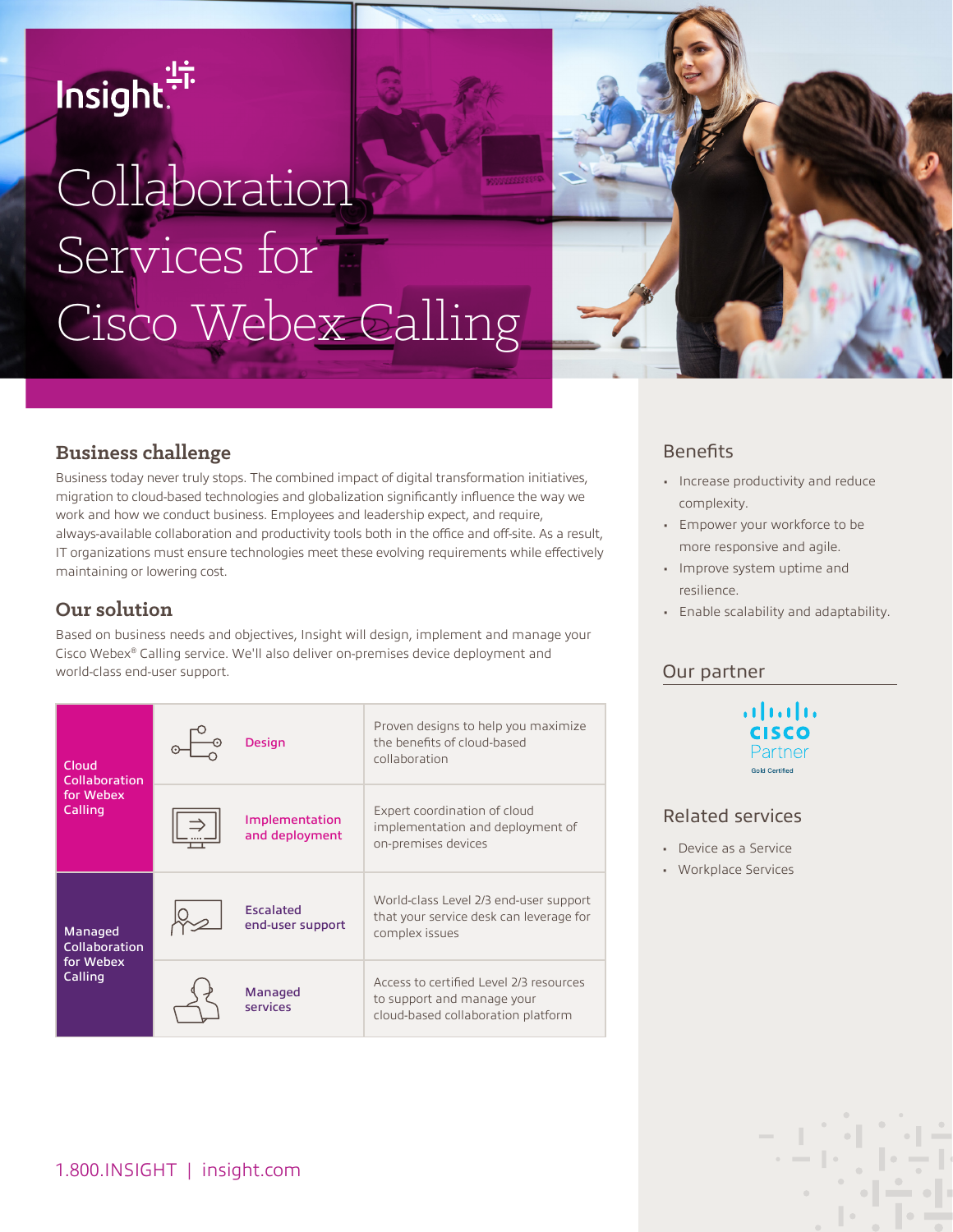Insight

# Collaboration Services for Cisco Webex Calling

## Business challenge

Business today never truly stops. The combined impact of digital transformation initiatives, migration to cloud-based technologies and globalization significantly influence the way we work and how we conduct business. Employees and leadership expect, and require, always-available collaboration and productivity tools both in the office and off-site. As a result, IT organizations must ensure technologies meet these evolving requirements while effectively maintaining or lowering cost.

## Our solution

Based on business needs and objectives, Insight will design, implement and manage your Cisco Webex® Calling service. We'll also deliver on-premises device deployment and world-class end-user support.

| | | |
|---|---|---|
| Cloud Collaboration for Webex Calling | Design | Proven designs to help you maximize the benefits of cloud-based collaboration |
| | Implementation and deployment | Expert coordination of cloud implementation and deployment of on-premises devices |
| Managed Collaboration for Webex Calling | Escalated end-user support | World-class Level 2/3 end-user support that your service desk can leverage for complex issues |
| | Managed services | Access to certified Level 2/3 resources to support and manage your cloud-based collaboration platform |

## Benefits

- Increase productivity and reduce complexity.
- Empower your workforce to be more responsive and agile.
- Improve system uptime and resilience.
- Enable scalability and adaptability.

## Our partner

Cisco Partner
Gold Certified

## Related services

- Device as a Service
- Workplace Services

1.800.INSIGHT | insight.com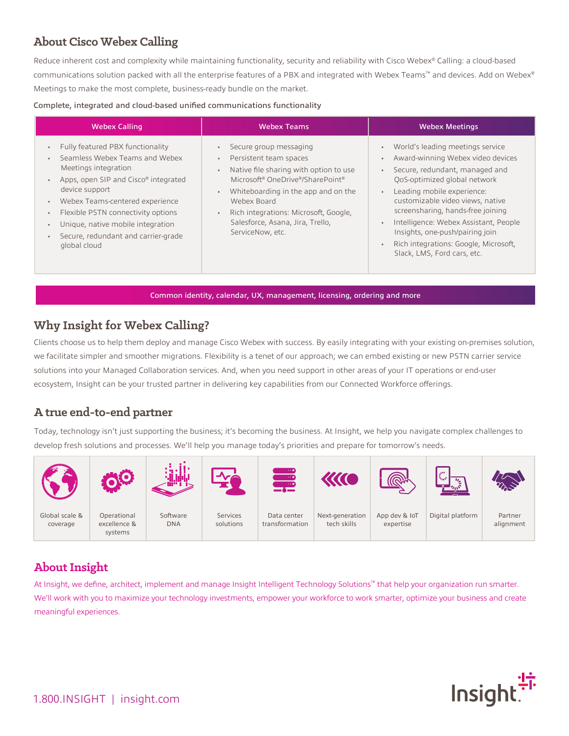## About Cisco Webex Calling

Reduce inherent cost and complexity while maintaining functionality, security and reliability with Cisco Webex® Calling: a cloud-based communications solution packed with all the enterprise features of a PBX and integrated with Webex Teams™ and devices. Add on Webex® Meetings to make the most complete, business-ready bundle on the market.

Complete, integrated and cloud-based unified communications functionality

| Webex Calling | Webex Teams | Webex Meetings |
| --- | --- | --- |
| • Fully featured PBX functionality<br>• Seamless Webex Teams and Webex Meetings integration<br>• Apps, open SIP and Cisco® integrated device support<br>• Webex Teams-centered experience<br>• Flexible PSTN connectivity options<br>• Unique, native mobile integration<br>• Secure, redundant and carrier-grade global cloud | • Secure group messaging<br>• Persistent team spaces<br>• Native file sharing with option to use Microsoft® OneDrive®/SharePoint®<br>• Whiteboarding in the app and on the Webex Board<br>• Rich integrations: Microsoft, Google, Salesforce, Asana, Jira, Trello, ServiceNow, etc. | • World's leading meetings service<br>• Award-winning Webex video devices<br>• Secure, redundant, managed and QoS-optimized global network<br>• Leading mobile experience: customizable video views, native screensharing, hands-free joining<br>• Intelligence: Webex Assistant, People Insights, one-push/pairing join<br>• Rich integrations: Google, Microsoft, Slack, LMS, Ford cars, etc. |
| Common identity, calendar, UX, management, licensing, ordering and more | | |

## Why Insight for Webex Calling?

Clients choose us to help them deploy and manage Cisco Webex with success. By easily integrating with your existing on-premises solution, we facilitate simpler and smoother migrations. Flexibility is a tenet of our approach; we can embed existing or new PSTN carrier service solutions into your Managed Collaboration services. And, when you need support in other areas of your IT operations or end-user ecosystem, Insight can be your trusted partner in delivering key capabilities from our Connected Workforce offerings.

## A true end-to-end partner

Today, technology isn't just supporting the business; it's becoming the business. At Insight, we help you navigate complex challenges to develop fresh solutions and processes. We'll help you manage today's priorities and prepare for tomorrow's needs.

| | | | | | | | | |
| --- | --- | --- | --- | --- | --- | --- | --- | --- |
| Global scale & coverage | Operational excellence & systems | Software DNA | Services solutions | Data center transformation | Next-generation tech skills | App dev & IoT expertise | Digital platform | Partner alignment |

## About Insight

At Insight, we define, architect, implement and manage Insight Intelligent Technology Solutions™ that help your organization run smarter. We'll work with you to maximize your technology investments, empower your workforce to work smarter, optimize your business and create meaningful experiences.

1.800.INSIGHT | insight.com